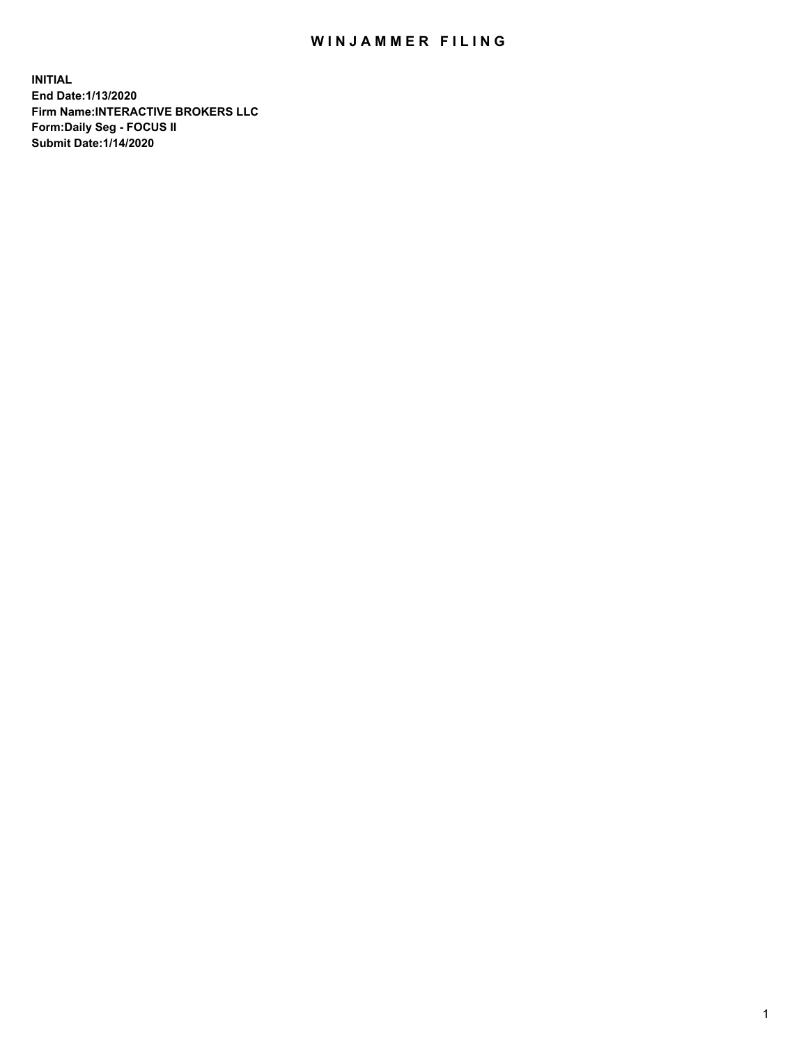# WINJAMMER FILING

**INITIAL**
**End Date:1/13/2020**
**Firm Name:INTERACTIVE BROKERS LLC**
**Form:Daily Seg - FOCUS II**
**Submit Date:1/14/2020**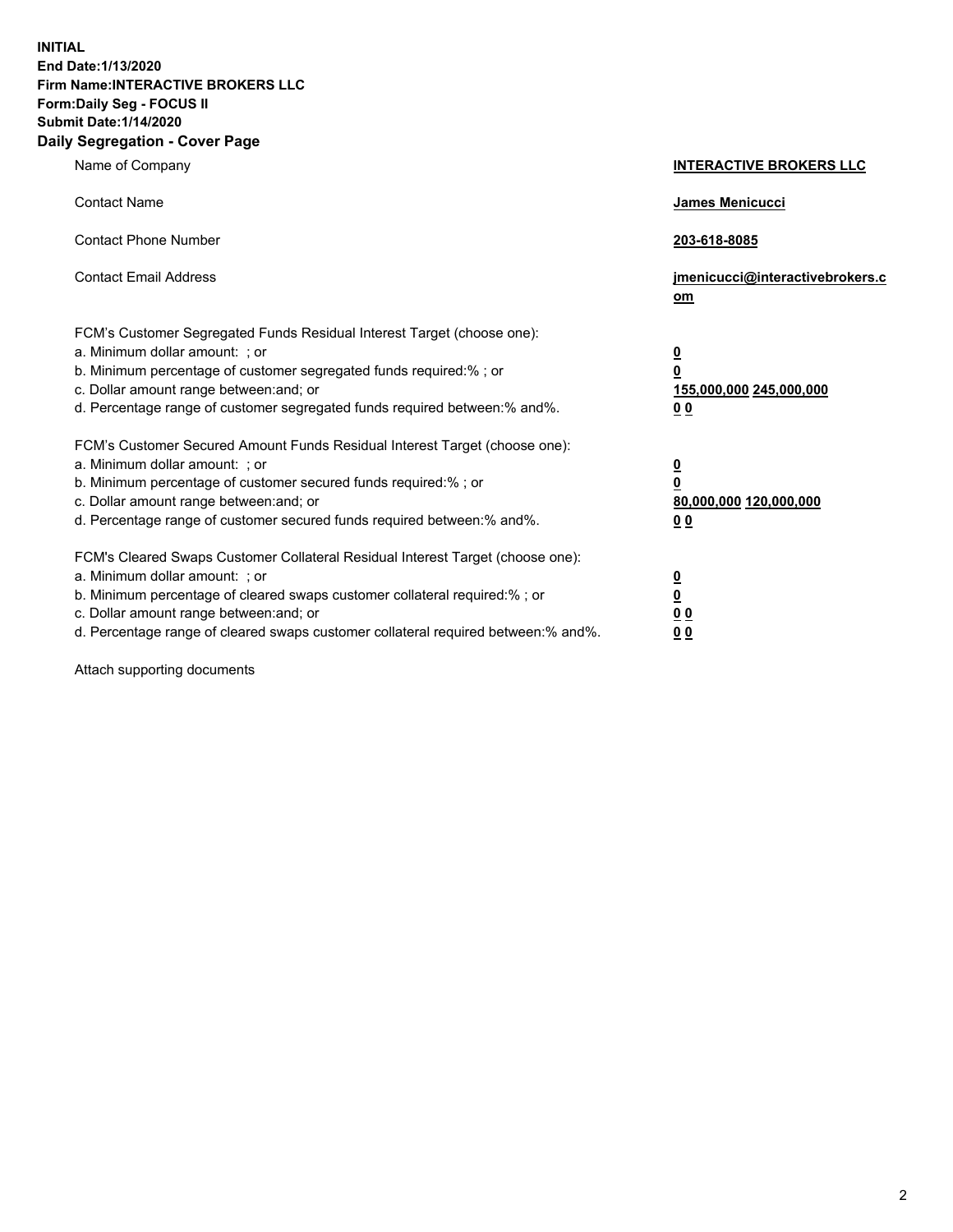**INITIAL**
**End Date:1/13/2020**
**Firm Name:INTERACTIVE BROKERS LLC**
**Form:Daily Seg - FOCUS II**
**Submit Date:1/14/2020**

## Daily Segregation - Cover Page

| | |
|---|---|
| Name of Company | **INTERACTIVE BROKERS LLC** |
| Contact Name | **James Menicucci** |
| Contact Phone Number | **203-618-8085** |
| Contact Email Address | **jmenicucci@interactivebrokers.com** |

FCM's Customer Segregated Funds Residual Interest Target (choose one):

| | |
|---|---|
| a. Minimum dollar amount: ; or | **0** |
| b. Minimum percentage of customer segregated funds required:% ; or | **0** |
| c. Dollar amount range between:and; or | **155,000,000 245,000,000** |
| d. Percentage range of customer segregated funds required between:% and%. | **0 0** |

FCM's Customer Secured Amount Funds Residual Interest Target (choose one):

| | |
|---|---|
| a. Minimum dollar amount: ; or | **0** |
| b. Minimum percentage of customer secured funds required:% ; or | **0** |
| c. Dollar amount range between:and; or | **80,000,000 120,000,000** |
| d. Percentage range of customer secured funds required between:% and%. | **0 0** |

FCM's Cleared Swaps Customer Collateral Residual Interest Target (choose one):

| | |
|---|---|
| a. Minimum dollar amount: ; or | **0** |
| b. Minimum percentage of cleared swaps customer collateral required:% ; or | **0** |
| c. Dollar amount range between:and; or | **0 0** |
| d. Percentage range of cleared swaps customer collateral required between:% and%. | **0 0** |

Attach supporting documents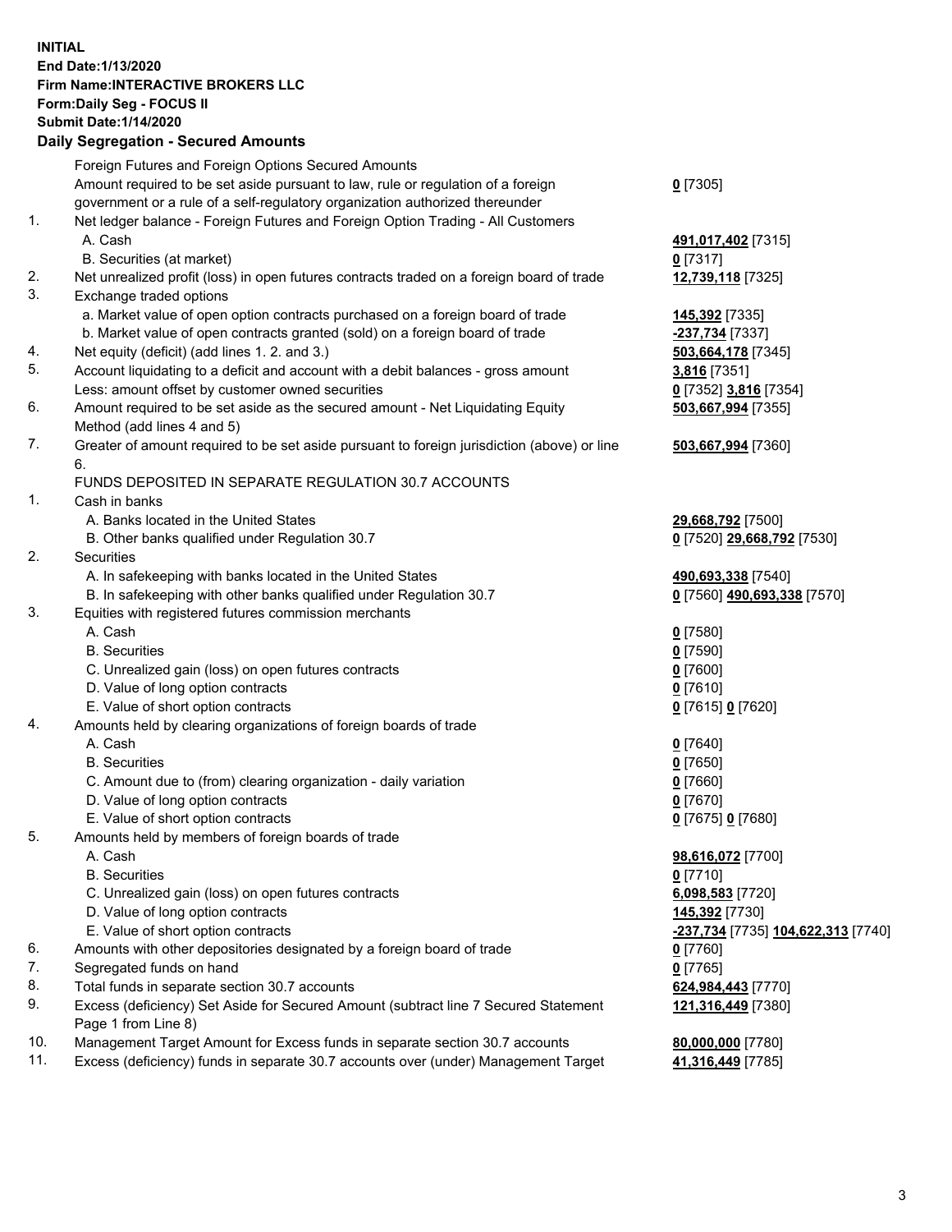**INITIAL**
**End Date:1/13/2020**
**Firm Name:INTERACTIVE BROKERS LLC**
**Form:Daily Seg - FOCUS II**
**Submit Date:1/14/2020**

## Daily Segregation - Secured Amounts

| | | |
|---|---|---|
| | Foreign Futures and Foreign Options Secured Amounts | |
| | Amount required to be set aside pursuant to law, rule or regulation of a foreign government or a rule of a self-regulatory organization authorized thereunder | **0** [7305] |
| 1. | Net ledger balance - Foreign Futures and Foreign Option Trading - All Customers | |
| | A. Cash | **491,017,402** [7315] |
| | B. Securities (at market) | **0** [7317] |
| 2. | Net unrealized profit (loss) in open futures contracts traded on a foreign board of trade | **12,739,118** [7325] |
| 3. | Exchange traded options | |
| | a. Market value of open option contracts purchased on a foreign board of trade | **145,392** [7335] |
| | b. Market value of open contracts granted (sold) on a foreign board of trade | **-237,734** [7337] |
| 4. | Net equity (deficit) (add lines 1. 2. and 3.) | **503,664,178** [7345] |
| 5. | Account liquidating to a deficit and account with a debit balances - gross amount | **3,816** [7351] |
| | Less: amount offset by customer owned securities | **0** [7352] **3,816** [7354] |
| 6. | Amount required to be set aside as the secured amount - Net Liquidating Equity Method (add lines 4 and 5) | **503,667,994** [7355] |
| 7. | Greater of amount required to be set aside pursuant to foreign jurisdiction (above) or line 6. | **503,667,994** [7360] |
| | FUNDS DEPOSITED IN SEPARATE REGULATION 30.7 ACCOUNTS | |
| 1. | Cash in banks | |
| | A. Banks located in the United States | **29,668,792** [7500] |
| | B. Other banks qualified under Regulation 30.7 | **0** [7520] **29,668,792** [7530] |
| 2. | Securities | |
| | A. In safekeeping with banks located in the United States | **490,693,338** [7540] |
| | B. In safekeeping with other banks qualified under Regulation 30.7 | **0** [7560] **490,693,338** [7570] |
| 3. | Equities with registered futures commission merchants | |
| | A. Cash | **0** [7580] |
| | B. Securities | **0** [7590] |
| | C. Unrealized gain (loss) on open futures contracts | **0** [7600] |
| | D. Value of long option contracts | **0** [7610] |
| | E. Value of short option contracts | **0** [7615] **0** [7620] |
| 4. | Amounts held by clearing organizations of foreign boards of trade | |
| | A. Cash | **0** [7640] |
| | B. Securities | **0** [7650] |
| | C. Amount due to (from) clearing organization - daily variation | **0** [7660] |
| | D. Value of long option contracts | **0** [7670] |
| | E. Value of short option contracts | **0** [7675] **0** [7680] |
| 5. | Amounts held by members of foreign boards of trade | |
| | A. Cash | **98,616,072** [7700] |
| | B. Securities | **0** [7710] |
| | C. Unrealized gain (loss) on open futures contracts | **6,098,583** [7720] |
| | D. Value of long option contracts | **145,392** [7730] |
| | E. Value of short option contracts | **-237,734** [7735] **104,622,313** [7740] |
| 6. | Amounts with other depositories designated by a foreign board of trade | **0** [7760] |
| 7. | Segregated funds on hand | **0** [7765] |
| 8. | Total funds in separate section 30.7 accounts | **624,984,443** [7770] |
| 9. | Excess (deficiency) Set Aside for Secured Amount (subtract line 7 Secured Statement Page 1 from Line 8) | **121,316,449** [7380] |
| 10. | Management Target Amount for Excess funds in separate section 30.7 accounts | **80,000,000** [7780] |
| 11. | Excess (deficiency) funds in separate 30.7 accounts over (under) Management Target | **41,316,449** [7785] |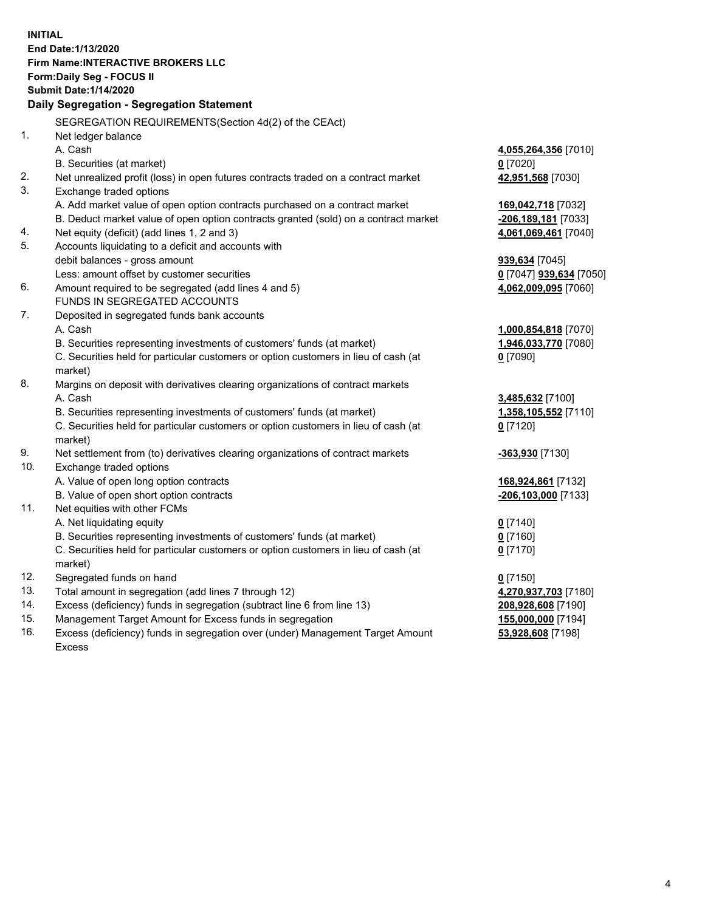**INITIAL**
**End Date:1/13/2020**
**Firm Name:INTERACTIVE BROKERS LLC**
**Form:Daily Seg - FOCUS II**
**Submit Date:1/14/2020**

**Daily Segregation - Segregation Statement**

| | | |
|---|---|---|
| | SEGREGATION REQUIREMENTS(Section 4d(2) of the CEAct) | |
| 1. | Net ledger balance | |
| | A. Cash | **4,055,264,356** [7010] |
| | B. Securities (at market) | **0** [7020] |
| 2. | Net unrealized profit (loss) in open futures contracts traded on a contract market | **42,951,568** [7030] |
| 3. | Exchange traded options | |
| | A. Add market value of open option contracts purchased on a contract market | **169,042,718** [7032] |
| | B. Deduct market value of open option contracts granted (sold) on a contract market | **-206,189,181** [7033] |
| 4. | Net equity (deficit) (add lines 1, 2 and 3) | **4,061,069,461** [7040] |
| 5. | Accounts liquidating to a deficit and accounts with debit balances - gross amount | **939,634** [7045] |
| | Less: amount offset by customer securities | **0** [7047] **939,634** [7050] |
| 6. | Amount required to be segregated (add lines 4 and 5) | **4,062,009,095** [7060] |
| | FUNDS IN SEGREGATED ACCOUNTS | |
| 7. | Deposited in segregated funds bank accounts | |
| | A. Cash | **1,000,854,818** [7070] |
| | B. Securities representing investments of customers' funds (at market) | **1,946,033,770** [7080] |
| | C. Securities held for particular customers or option customers in lieu of cash (at market) | **0** [7090] |
| 8. | Margins on deposit with derivatives clearing organizations of contract markets | |
| | A. Cash | **3,485,632** [7100] |
| | B. Securities representing investments of customers' funds (at market) | **1,358,105,552** [7110] |
| | C. Securities held for particular customers or option customers in lieu of cash (at market) | **0** [7120] |
| 9. | Net settlement from (to) derivatives clearing organizations of contract markets | **-363,930** [7130] |
| 10. | Exchange traded options | |
| | A. Value of open long option contracts | **168,924,861** [7132] |
| | B. Value of open short option contracts | **-206,103,000** [7133] |
| 11. | Net equities with other FCMs | |
| | A. Net liquidating equity | **0** [7140] |
| | B. Securities representing investments of customers' funds (at market) | **0** [7160] |
| | C. Securities held for particular customers or option customers in lieu of cash (at market) | **0** [7170] |
| 12. | Segregated funds on hand | **0** [7150] |
| 13. | Total amount in segregation (add lines 7 through 12) | **4,270,937,703** [7180] |
| 14. | Excess (deficiency) funds in segregation (subtract line 6 from line 13) | **208,928,608** [7190] |
| 15. | Management Target Amount for Excess funds in segregation | **155,000,000** [7194] |
| 16. | Excess (deficiency) funds in segregation over (under) Management Target Amount Excess | **53,928,608** [7198] |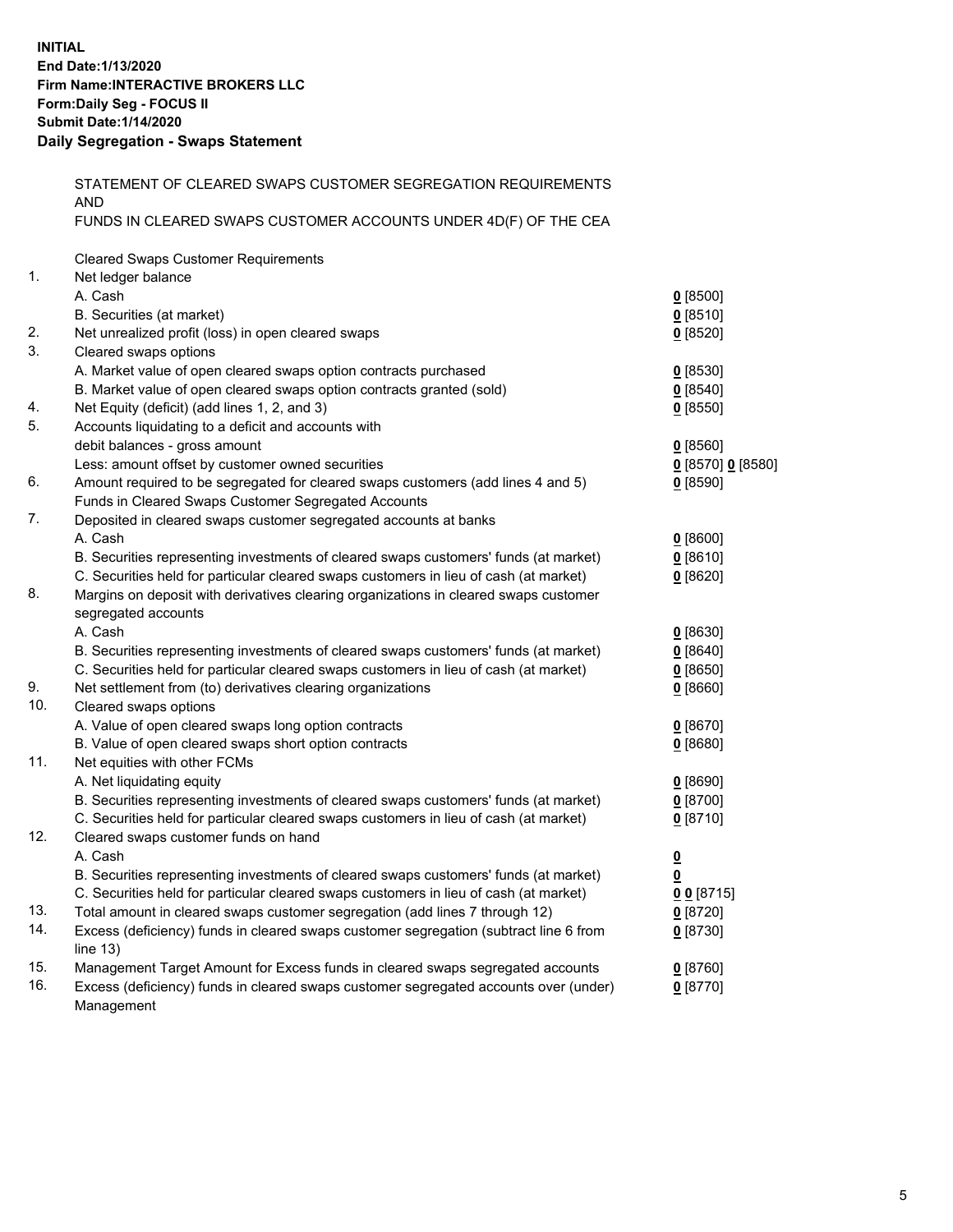**INITIAL**
**End Date:1/13/2020**
**Firm Name:INTERACTIVE BROKERS LLC**
**Form:Daily Seg - FOCUS II**
**Submit Date:1/14/2020**
**Daily Segregation - Swaps Statement**

STATEMENT OF CLEARED SWAPS CUSTOMER SEGREGATION REQUIREMENTS AND FUNDS IN CLEARED SWAPS CUSTOMER ACCOUNTS UNDER 4D(F) OF THE CEA

| | | |
|---|---|---|
| | Cleared Swaps Customer Requirements | |
| 1. | Net ledger balance | |
| | A. Cash | 0 [8500] |
| | B. Securities (at market) | 0 [8510] |
| 2. | Net unrealized profit (loss) in open cleared swaps | 0 [8520] |
| 3. | Cleared swaps options | |
| | A. Market value of open cleared swaps option contracts purchased | 0 [8530] |
| | B. Market value of open cleared swaps option contracts granted (sold) | 0 [8540] |
| 4. | Net Equity (deficit) (add lines 1, 2, and 3) | 0 [8550] |
| 5. | Accounts liquidating to a deficit and accounts with | |
| | debit balances - gross amount | 0 [8560] |
| | Less: amount offset by customer owned securities | 0 [8570] 0 [8580] |
| 6. | Amount required to be segregated for cleared swaps customers (add lines 4 and 5) | 0 [8590] |
| | Funds in Cleared Swaps Customer Segregated Accounts | |
| 7. | Deposited in cleared swaps customer segregated accounts at banks | |
| | A. Cash | 0 [8600] |
| | B. Securities representing investments of cleared swaps customers' funds (at market) | 0 [8610] |
| | C. Securities held for particular cleared swaps customers in lieu of cash (at market) | 0 [8620] |
| 8. | Margins on deposit with derivatives clearing organizations in cleared swaps customer segregated accounts | |
| | A. Cash | 0 [8630] |
| | B. Securities representing investments of cleared swaps customers' funds (at market) | 0 [8640] |
| | C. Securities held for particular cleared swaps customers in lieu of cash (at market) | 0 [8650] |
| 9. | Net settlement from (to) derivatives clearing organizations | 0 [8660] |
| 10. | Cleared swaps options | |
| | A. Value of open cleared swaps long option contracts | 0 [8670] |
| | B. Value of open cleared swaps short option contracts | 0 [8680] |
| 11. | Net equities with other FCMs | |
| | A. Net liquidating equity | 0 [8690] |
| | B. Securities representing investments of cleared swaps customers' funds (at market) | 0 [8700] |
| | C. Securities held for particular cleared swaps customers in lieu of cash (at market) | 0 [8710] |
| 12. | Cleared swaps customer funds on hand | |
| | A. Cash | 0 |
| | B. Securities representing investments of cleared swaps customers' funds (at market) | 0 |
| | C. Securities held for particular cleared swaps customers in lieu of cash (at market) | 0 0 [8715] |
| 13. | Total amount in cleared swaps customer segregation (add lines 7 through 12) | 0 [8720] |
| 14. | Excess (deficiency) funds in cleared swaps customer segregation (subtract line 6 from line 13) | 0 [8730] |
| 15. | Management Target Amount for Excess funds in cleared swaps segregated accounts | 0 [8760] |
| 16. | Excess (deficiency) funds in cleared swaps customer segregated accounts over (under) Management | 0 [8770] |